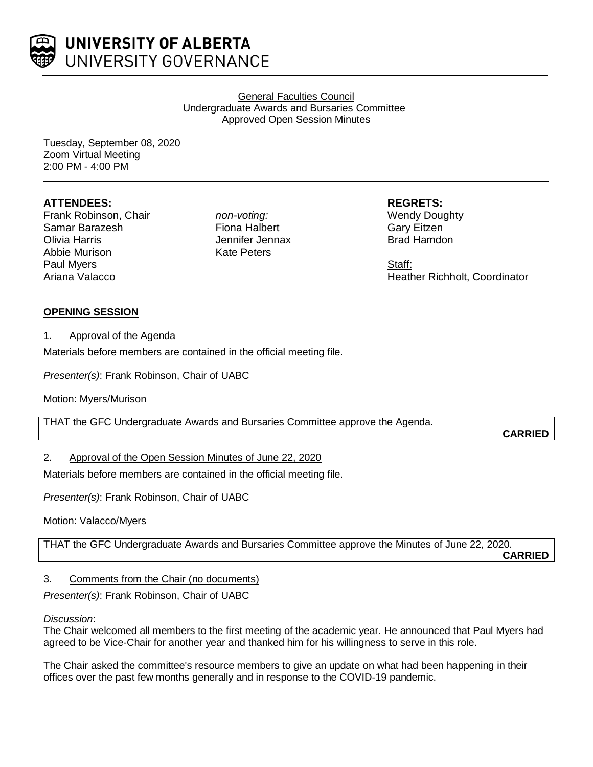UNIVERSITY OF ALBERTA
UNIVERSITY GOVERNANCE

General Faculties Council
Undergraduate Awards and Bursaries Committee
Approved Open Session Minutes

Tuesday, September 08, 2020
Zoom Virtual Meeting
2:00 PM - 4:00 PM

**ATTENDEES:**
Frank Robinson, Chair
Samar Barazesh
Olivia Harris
Abbie Murison
Paul Myers
Ariana Valacco

*non-voting:*
Fiona Halbert
Jennifer Jennax
Kate Peters

**REGRETS:**
Wendy Doughty
Gary Eitzen
Brad Hamdon

Staff:
Heather Richholt, Coordinator

**OPENING SESSION**

1. Approval of the Agenda

Materials before members are contained in the official meeting file.

*Presenter(s)*: Frank Robinson, Chair of UABC

Motion: Myers/Murison

THAT the GFC Undergraduate Awards and Bursaries Committee approve the Agenda.

**CARRIED**

2. Approval of the Open Session Minutes of June 22, 2020

Materials before members are contained in the official meeting file.

*Presenter(s)*: Frank Robinson, Chair of UABC

Motion: Valacco/Myers

THAT the GFC Undergraduate Awards and Bursaries Committee approve the Minutes of June 22, 2020.

**CARRIED**

3. Comments from the Chair (no documents)

*Presenter(s)*: Frank Robinson, Chair of UABC

*Discussion*:
The Chair welcomed all members to the first meeting of the academic year. He announced that Paul Myers had agreed to be Vice-Chair for another year and thanked him for his willingness to serve in this role.

The Chair asked the committee's resource members to give an update on what had been happening in their offices over the past few months generally and in response to the COVID-19 pandemic.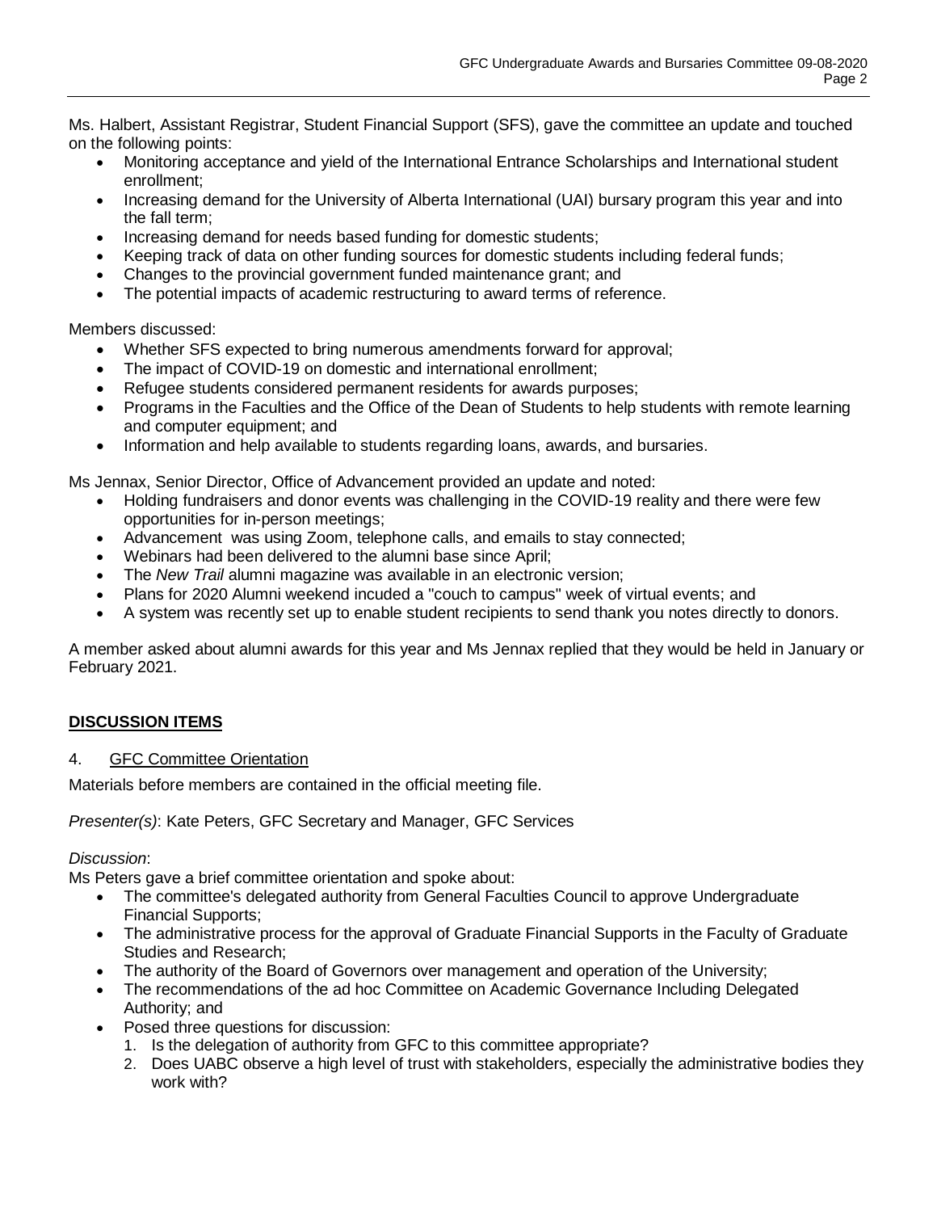Ms. Halbert, Assistant Registrar, Student Financial Support (SFS), gave the committee an update and touched on the following points:

- Monitoring acceptance and yield of the International Entrance Scholarships and International student enrollment;
- Increasing demand for the University of Alberta International (UAI) bursary program this year and into the fall term;
- Increasing demand for needs based funding for domestic students;
- Keeping track of data on other funding sources for domestic students including federal funds;
- Changes to the provincial government funded maintenance grant; and
- The potential impacts of academic restructuring to award terms of reference.

Members discussed:

- Whether SFS expected to bring numerous amendments forward for approval;
- The impact of COVID-19 on domestic and international enrollment;
- Refugee students considered permanent residents for awards purposes;
- Programs in the Faculties and the Office of the Dean of Students to help students with remote learning and computer equipment; and
- Information and help available to students regarding loans, awards, and bursaries.

Ms Jennax, Senior Director, Office of Advancement provided an update and noted:

- Holding fundraisers and donor events was challenging in the COVID-19 reality and there were few opportunities for in-person meetings;
- Advancement was using Zoom, telephone calls, and emails to stay connected;
- Webinars had been delivered to the alumni base since April;
- The *New Trail* alumni magazine was available in an electronic version;
- Plans for 2020 Alumni weekend incuded a "couch to campus" week of virtual events; and
- A system was recently set up to enable student recipients to send thank you notes directly to donors.

A member asked about alumni awards for this year and Ms Jennax replied that they would be held in January or February 2021.

## DISCUSSION ITEMS

4. GFC Committee Orientation

Materials before members are contained in the official meeting file.

*Presenter(s)*: Kate Peters, GFC Secretary and Manager, GFC Services

*Discussion*:
Ms Peters gave a brief committee orientation and spoke about:

- The committee's delegated authority from General Faculties Council to approve Undergraduate Financial Supports;
- The administrative process for the approval of Graduate Financial Supports in the Faculty of Graduate Studies and Research;
- The authority of the Board of Governors over management and operation of the University;
- The recommendations of the ad hoc Committee on Academic Governance Including Delegated Authority; and
- Posed three questions for discussion:
  1. Is the delegation of authority from GFC to this committee appropriate?
  2. Does UABC observe a high level of trust with stakeholders, especially the administrative bodies they work with?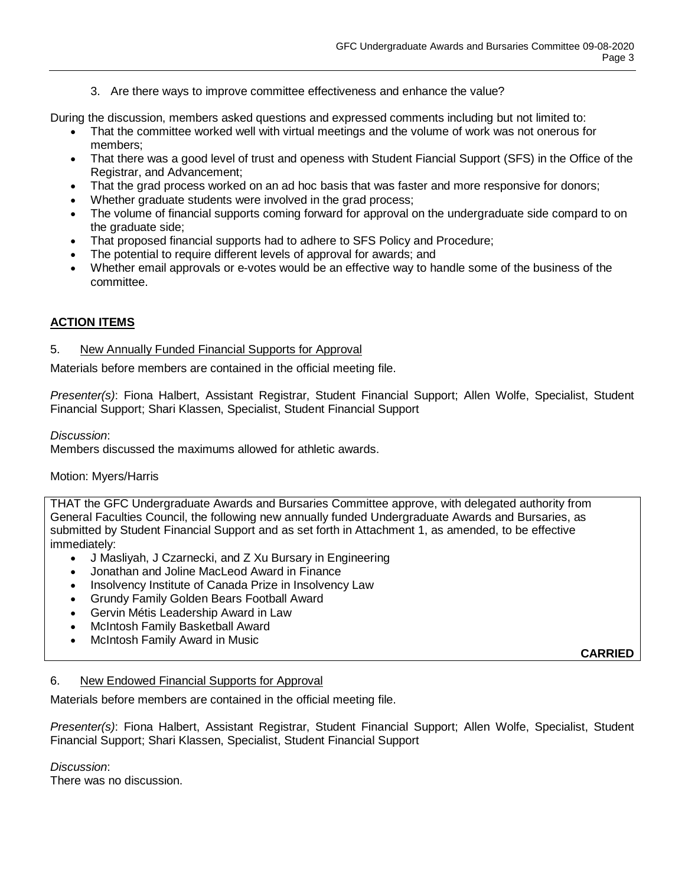3. Are there ways to improve committee effectiveness and enhance the value?

During the discussion, members asked questions and expressed comments including but not limited to:

- That the committee worked well with virtual meetings and the volume of work was not onerous for members;
- That there was a good level of trust and openess with Student Fiancial Support (SFS) in the Office of the Registrar, and Advancement;
- That the grad process worked on an ad hoc basis that was faster and more responsive for donors;
- Whether graduate students were involved in the grad process;
- The volume of financial supports coming forward for approval on the undergraduate side compard to on the graduate side;
- That proposed financial supports had to adhere to SFS Policy and Procedure;
- The potential to require different levels of approval for awards; and
- Whether email approvals or e-votes would be an effective way to handle some of the business of the committee.

## ACTION ITEMS

5. New Annually Funded Financial Supports for Approval

Materials before members are contained in the official meeting file.

*Presenter(s)*: Fiona Halbert, Assistant Registrar, Student Financial Support; Allen Wolfe, Specialist, Student Financial Support; Shari Klassen, Specialist, Student Financial Support

*Discussion*:
Members discussed the maximums allowed for athletic awards.

Motion: Myers/Harris

THAT the GFC Undergraduate Awards and Bursaries Committee approve, with delegated authority from General Faculties Council, the following new annually funded Undergraduate Awards and Bursaries, as submitted by Student Financial Support and as set forth in Attachment 1, as amended, to be effective immediately:

- J Masliyah, J Czarnecki, and Z Xu Bursary in Engineering
- Jonathan and Joline MacLeod Award in Finance
- Insolvency Institute of Canada Prize in Insolvency Law
- Grundy Family Golden Bears Football Award
- Gervin Métis Leadership Award in Law
- McIntosh Family Basketball Award
- McIntosh Family Award in Music

**CARRIED**

6. New Endowed Financial Supports for Approval

Materials before members are contained in the official meeting file.

*Presenter(s)*: Fiona Halbert, Assistant Registrar, Student Financial Support; Allen Wolfe, Specialist, Student Financial Support; Shari Klassen, Specialist, Student Financial Support

*Discussion*:
There was no discussion.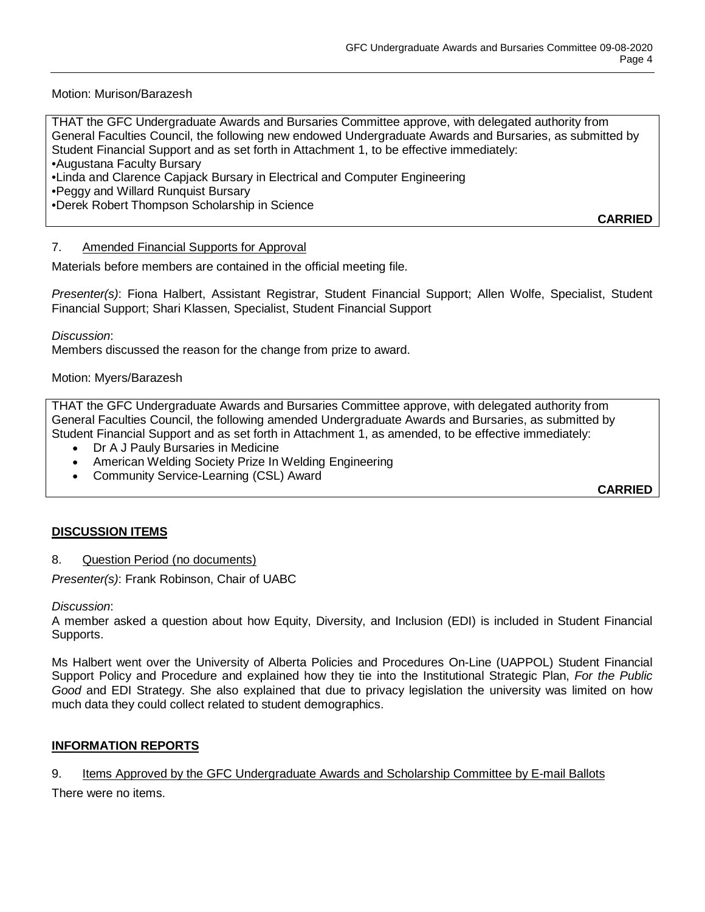Motion: Murison/Barazesh

THAT the GFC Undergraduate Awards and Bursaries Committee approve, with delegated authority from General Faculties Council, the following new endowed Undergraduate Awards and Bursaries, as submitted by Student Financial Support and as set forth in Attachment 1, to be effective immediately:
•Augustana Faculty Bursary
•Linda and Clarence Capjack Bursary in Electrical and Computer Engineering
•Peggy and Willard Runquist Bursary
•Derek Robert Thompson Scholarship in Science

**CARRIED**

7. Amended Financial Supports for Approval

Materials before members are contained in the official meeting file.

*Presenter(s)*: Fiona Halbert, Assistant Registrar, Student Financial Support; Allen Wolfe, Specialist, Student Financial Support; Shari Klassen, Specialist, Student Financial Support

*Discussion*:
Members discussed the reason for the change from prize to award.

Motion: Myers/Barazesh

THAT the GFC Undergraduate Awards and Bursaries Committee approve, with delegated authority from General Faculties Council, the following amended Undergraduate Awards and Bursaries, as submitted by Student Financial Support and as set forth in Attachment 1, as amended, to be effective immediately:

- Dr A J Pauly Bursaries in Medicine
- American Welding Society Prize In Welding Engineering
- Community Service-Learning (CSL) Award

**CARRIED**

## DISCUSSION ITEMS

8. Question Period (no documents)

*Presenter(s)*: Frank Robinson, Chair of UABC

*Discussion*:
A member asked a question about how Equity, Diversity, and Inclusion (EDI) is included in Student Financial Supports.

Ms Halbert went over the University of Alberta Policies and Procedures On-Line (UAPPOL) Student Financial Support Policy and Procedure and explained how they tie into the Institutional Strategic Plan, *For the Public Good* and EDI Strategy. She also explained that due to privacy legislation the university was limited on how much data they could collect related to student demographics.

## INFORMATION REPORTS

9. Items Approved by the GFC Undergraduate Awards and Scholarship Committee by E-mail Ballots

There were no items.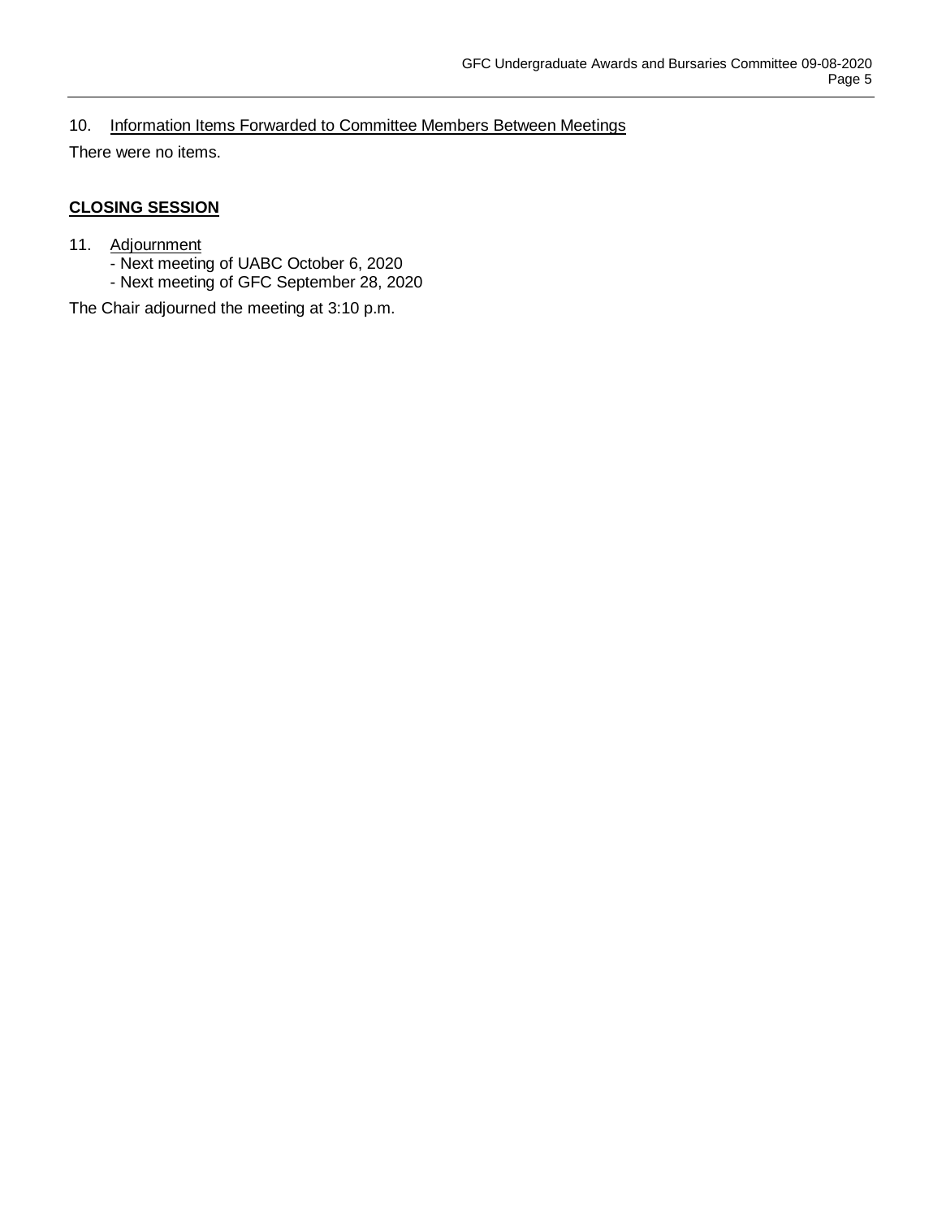10. Information Items Forwarded to Committee Members Between Meetings

There were no items.

**CLOSING SESSION**

11. Adjournment
    - Next meeting of UABC October 6, 2020
    - Next meeting of GFC September 28, 2020

The Chair adjourned the meeting at 3:10 p.m.